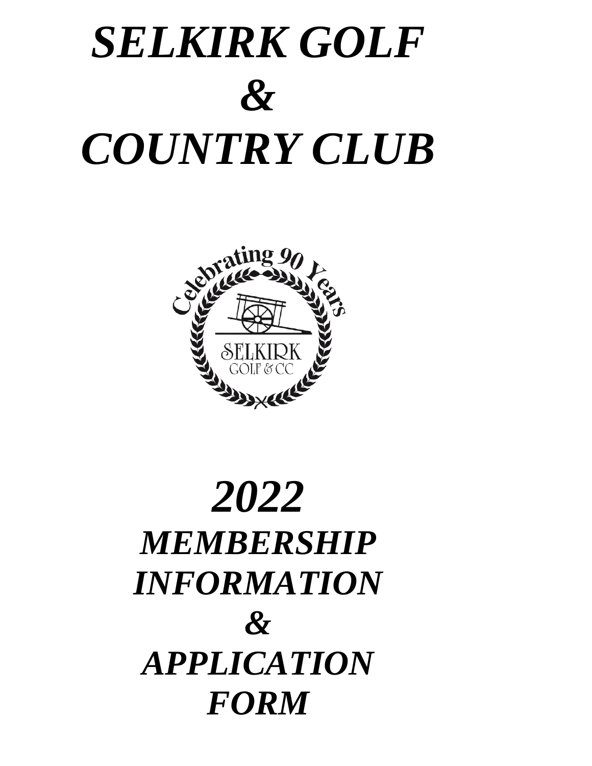# *SELKIRK GOLF & COUNTRY CLUB*

# *2022*

## *MEMBERSHIP INFORMATION & APPLICATION FORM*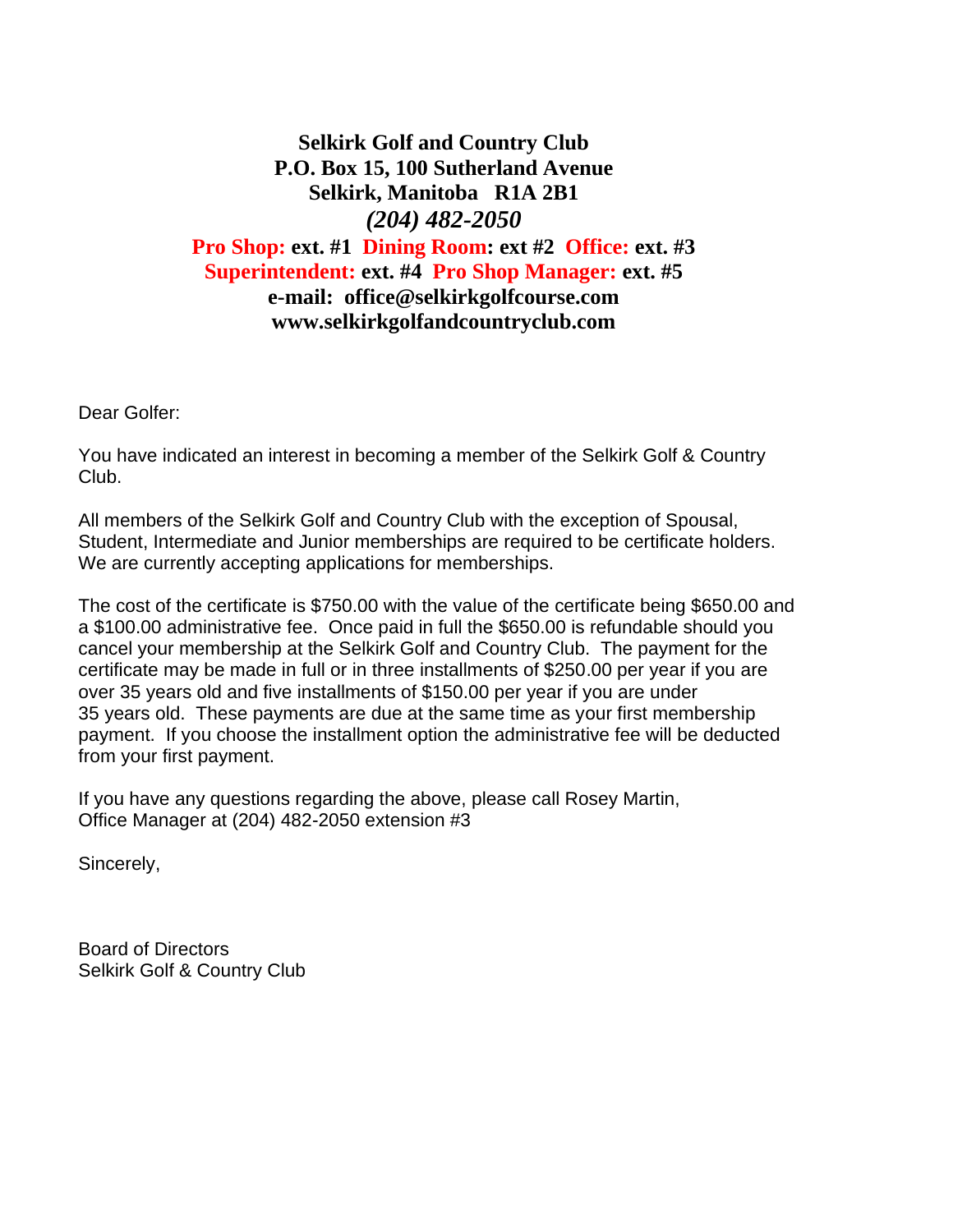**Selkirk Golf and Country Club**
**P.O. Box 15, 100 Sutherland Avenue**
**Selkirk, Manitoba R1A 2B1**
***(204) 482-2050***
**Pro Shop: ext. #1 Dining Room: ext #2 Office: ext. #3**
**Superintendent: ext. #4 Pro Shop Manager: ext. #5**
**e-mail: office@selkirkgolfcourse.com**
**www.selkirkgolfandcountryclub.com**

Dear Golfer:

You have indicated an interest in becoming a member of the Selkirk Golf & Country Club.

All members of the Selkirk Golf and Country Club with the exception of Spousal, Student, Intermediate and Junior memberships are required to be certificate holders. We are currently accepting applications for memberships.

The cost of the certificate is $750.00 with the value of the certificate being $650.00 and a $100.00 administrative fee. Once paid in full the $650.00 is refundable should you cancel your membership at the Selkirk Golf and Country Club. The payment for the certificate may be made in full or in three installments of $250.00 per year if you are over 35 years old and five installments of $150.00 per year if you are under 35 years old. These payments are due at the same time as your first membership payment. If you choose the installment option the administrative fee will be deducted from your first payment.

If you have any questions regarding the above, please call Rosey Martin, Office Manager at (204) 482-2050 extension #3

Sincerely,

Board of Directors
Selkirk Golf & Country Club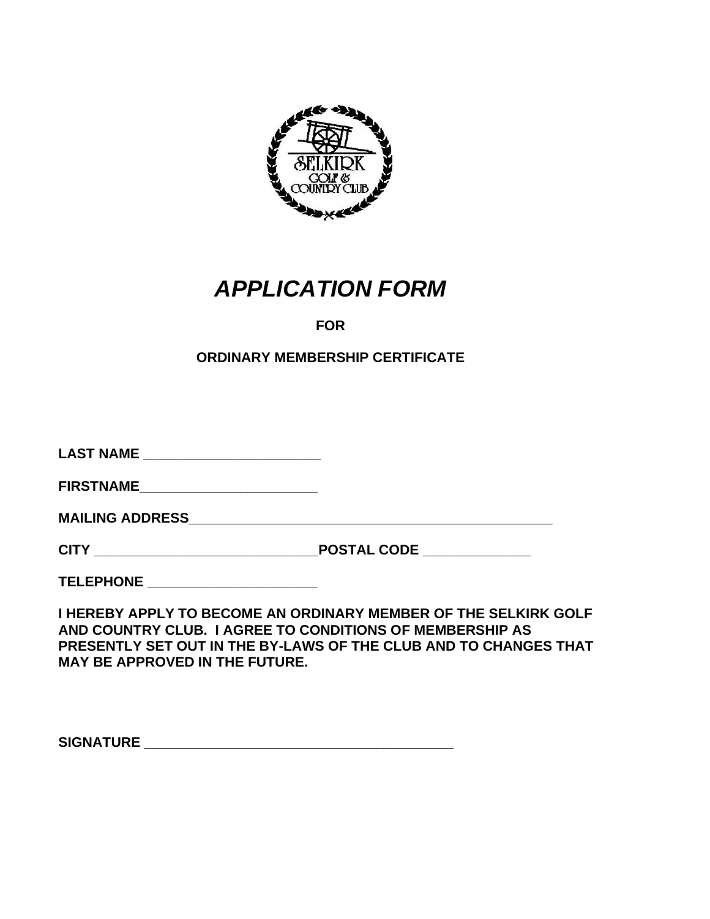# *APPLICATION FORM*

**FOR**

**ORDINARY MEMBERSHIP CERTIFICATE**

**LAST NAME** _______________________

**FIRSTNAME**_______________________

**MAILING ADDRESS**_______________________________________________

**CITY** ____________________________**POSTAL CODE** _____________

**TELEPHONE** _____________________

**I HEREBY APPLY TO BECOME AN ORDINARY MEMBER OF THE SELKIRK GOLF AND COUNTRY CLUB. I AGREE TO CONDITIONS OF MEMBERSHIP AS PRESENTLY SET OUT IN THE BY-LAWS OF THE CLUB AND TO CHANGES THAT MAY BE APPROVED IN THE FUTURE.**

**SIGNATURE** _________________________________________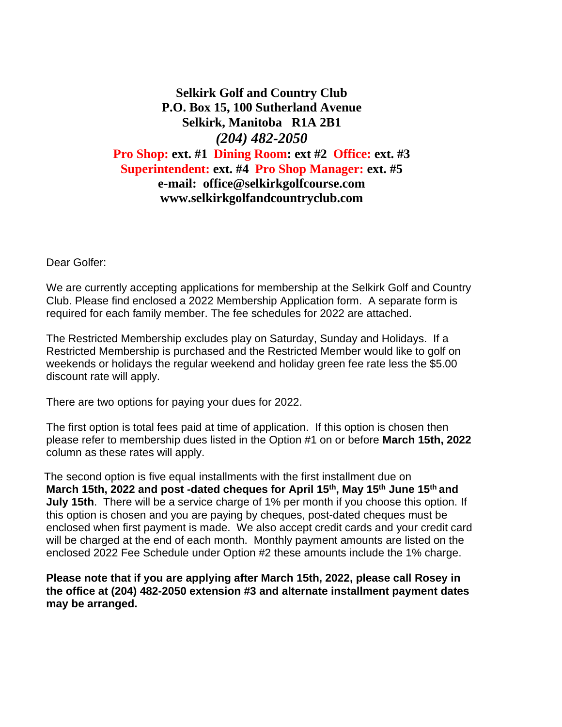**Selkirk Golf and Country Club**
**P.O. Box 15, 100 Sutherland Avenue**
**Selkirk, Manitoba R1A 2B1**
***(204) 482-2050***
**Pro Shop: ext. #1 Dining Room: ext #2 Office: ext. #3**
**Superintendent: ext. #4 Pro Shop Manager: ext. #5**
**e-mail: office@selkirkgolfcourse.com**
**www.selkirkgolfandcountryclub.com**

Dear Golfer:

We are currently accepting applications for membership at the Selkirk Golf and Country Club. Please find enclosed a 2022 Membership Application form. A separate form is required for each family member. The fee schedules for 2022 are attached.

The Restricted Membership excludes play on Saturday, Sunday and Holidays. If a Restricted Membership is purchased and the Restricted Member would like to golf on weekends or holidays the regular weekend and holiday green fee rate less the $5.00 discount rate will apply.

There are two options for paying your dues for 2022.

The first option is total fees paid at time of application. If this option is chosen then please refer to membership dues listed in the Option #1 on or before **March 15th, 2022** column as these rates will apply.

The second option is five equal installments with the first installment due on **March 15th, 2022 and post -dated cheques for April 15th, May 15th June 15th and July 15th**. There will be a service charge of 1% per month if you choose this option. If this option is chosen and you are paying by cheques, post-dated cheques must be enclosed when first payment is made. We also accept credit cards and your credit card will be charged at the end of each month. Monthly payment amounts are listed on the enclosed 2022 Fee Schedule under Option #2 these amounts include the 1% charge.

**Please note that if you are applying after March 15th, 2022, please call Rosey in the office at (204) 482-2050 extension #3 and alternate installment payment dates may be arranged.**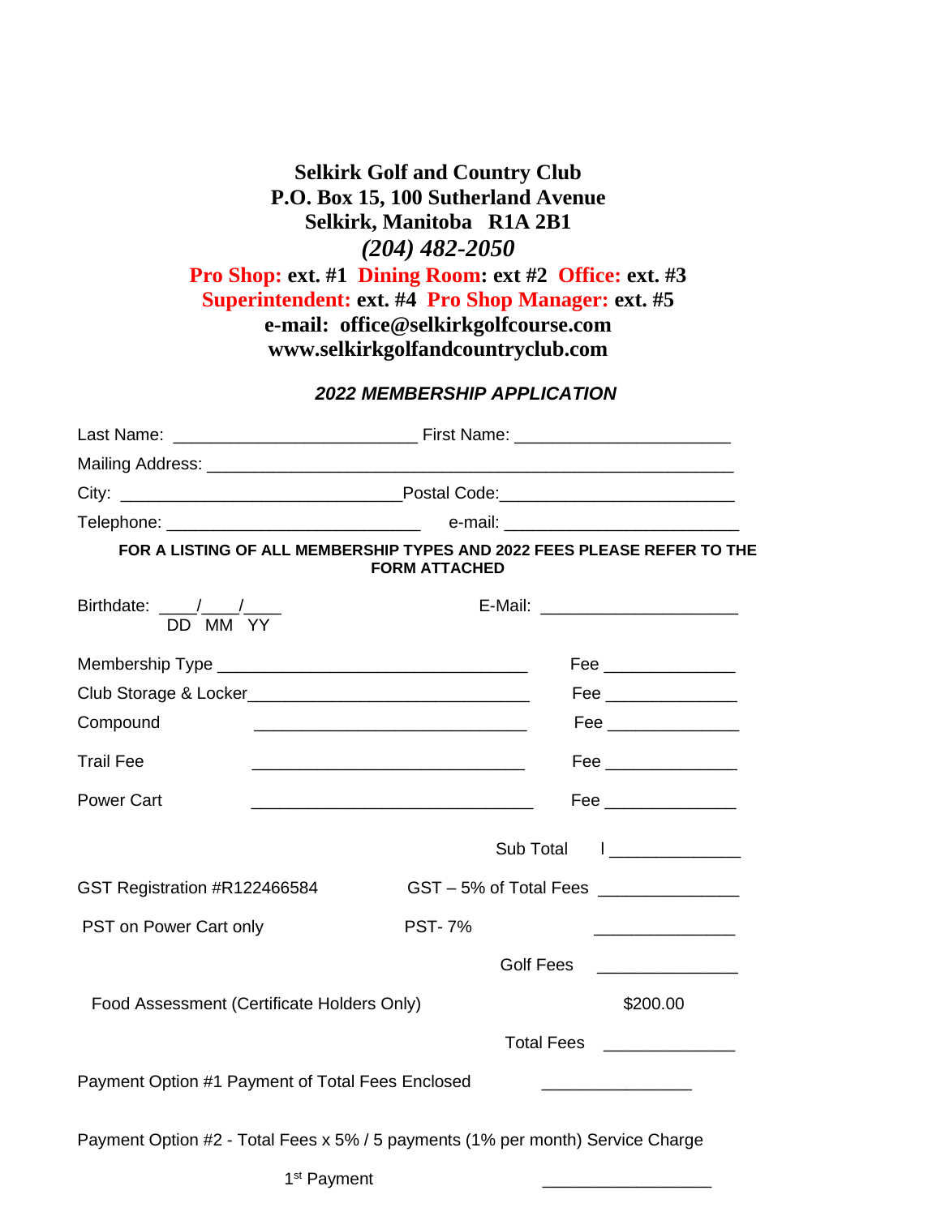**Selkirk Golf and Country Club**
**P.O. Box 15, 100 Sutherland Avenue**
**Selkirk, Manitoba R1A 2B1**
***(204) 482-2050***
**Pro Shop: ext. #1 Dining Room: ext #2 Office: ext. #3**
**Superintendent: ext. #4 Pro Shop Manager: ext. #5**
**e-mail: office@selkirkgolfcourse.com**
**www.selkirkgolfandcountryclub.com**

***2022 MEMBERSHIP APPLICATION***

Last Name: _________________________ First Name: ______________________

Mailing Address: ______________________________________________________

City: _____________________________Postal Code:________________________

Telephone: ___________________________ e-mail: _________________________

**FOR A LISTING OF ALL MEMBERSHIP TYPES AND 2022 FEES PLEASE REFER TO THE FORM ATTACHED**

Birthdate: ____/____/____ (DD MM YY) E-Mail: _____________________

Membership Type ________________________________ Fee ______________

Club Storage & Locker____________________________ Fee ______________

Compound ____________________________ Fee ______________

Trail Fee ____________________________ Fee ______________

Power Cart _____________________________ Fee ______________

Sub Total I ______________

GST Registration #R122466584 GST – 5% of Total Fees _______________

PST on Power Cart only PST- 7% _______________

Golf Fees _______________

Food Assessment (Certificate Holders Only) $200.00

Total Fees ______________

Payment Option #1 Payment of Total Fees Enclosed ________________

Payment Option #2 - Total Fees x 5% / 5 payments (1% per month) Service Charge

1st Payment __________________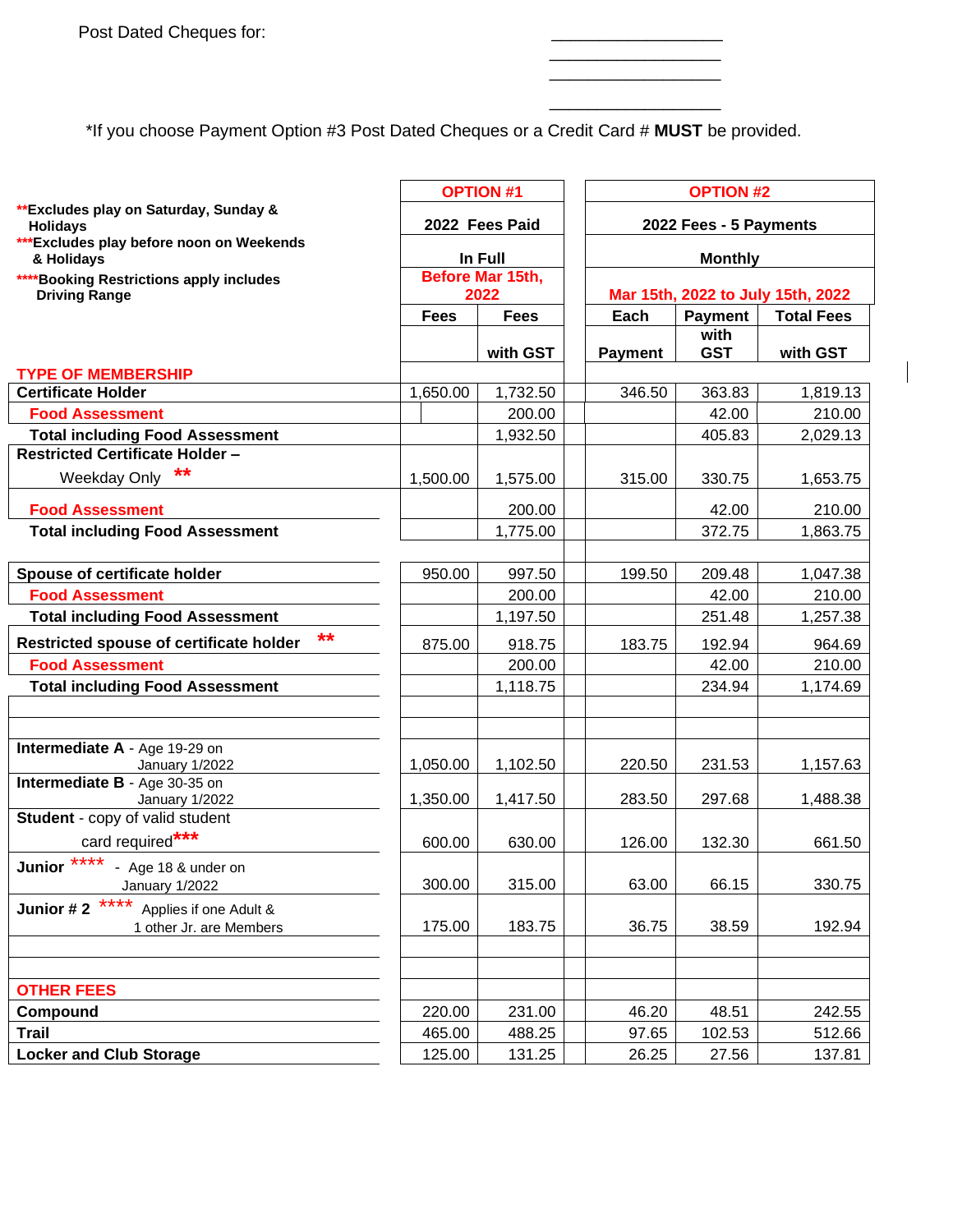Post Dated Cheques for: ____________________

____________________

____________________

____________________

*If you choose Payment Option #3 Post Dated Cheques or a Credit Card # **MUST** be provided.

**Excludes play on Saturday, Sunday & Holidays

***Excludes play before noon on Weekends & Holidays

****Booking Restrictions apply includes Driving Range

| | OPTION #1 | | OPTION #2 | | |
|---|---|---|---|---|---|
| | 2022 Fees Paid | | 2022 Fees - 5 Payments | | |
| | In Full | | Monthly | | |
| | Before Mar 15th, 2022 | | Mar 15th, 2022 to July 15th, 2022 | | |
| | Fees | Fees with GST | Each Payment | Payment with GST | Total Fees with GST |
| **TYPE OF MEMBERSHIP** | | | | | |
| **Certificate Holder** | 1,650.00 | 1,732.50 | 346.50 | 363.83 | 1,819.13 |
| **Food Assessment** | | 200.00 | | 42.00 | 210.00 |
| **Total including Food Assessment** | | 1,932.50 | | 405.83 | 2,029.13 |
| **Restricted Certificate Holder –** Weekday Only ** | 1,500.00 | 1,575.00 | 315.00 | 330.75 | 1,653.75 |
| **Food Assessment** | | 200.00 | | 42.00 | 210.00 |
| **Total including Food Assessment** | | 1,775.00 | | 372.75 | 1,863.75 |
| | | | | | |
| **Spouse of certificate holder** | 950.00 | 997.50 | 199.50 | 209.48 | 1,047.38 |
| **Food Assessment** | | 200.00 | | 42.00 | 210.00 |
| **Total including Food Assessment** | | 1,197.50 | | 251.48 | 1,257.38 |
| **Restricted spouse of certificate holder** ** | 875.00 | 918.75 | 183.75 | 192.94 | 964.69 |
| **Food Assessment** | | 200.00 | | 42.00 | 210.00 |
| **Total including Food Assessment** | | 1,118.75 | | 234.94 | 1,174.69 |
| | | | | | |
| | | | | | |
| **Intermediate A** - Age 19-29 on January 1/2022 | 1,050.00 | 1,102.50 | 220.50 | 231.53 | 1,157.63 |
| **Intermediate B** - Age 30-35 on January 1/2022 | 1,350.00 | 1,417.50 | 283.50 | 297.68 | 1,488.38 |
| **Student** - copy of valid student card required*** | 600.00 | 630.00 | 126.00 | 132.30 | 661.50 |
| **Junior** **** - Age 18 & under on January 1/2022 | 300.00 | 315.00 | 63.00 | 66.15 | 330.75 |
| **Junior # 2** **** Applies if one Adult & 1 other Jr. are Members | 175.00 | 183.75 | 36.75 | 38.59 | 192.94 |
| | | | | | |
| | | | | | |
| **OTHER FEES** | | | | | |
| **Compound** | 220.00 | 231.00 | 46.20 | 48.51 | 242.55 |
| **Trail** | 465.00 | 488.25 | 97.65 | 102.53 | 512.66 |
| **Locker and Club Storage** | 125.00 | 131.25 | 26.25 | 27.56 | 137.81 |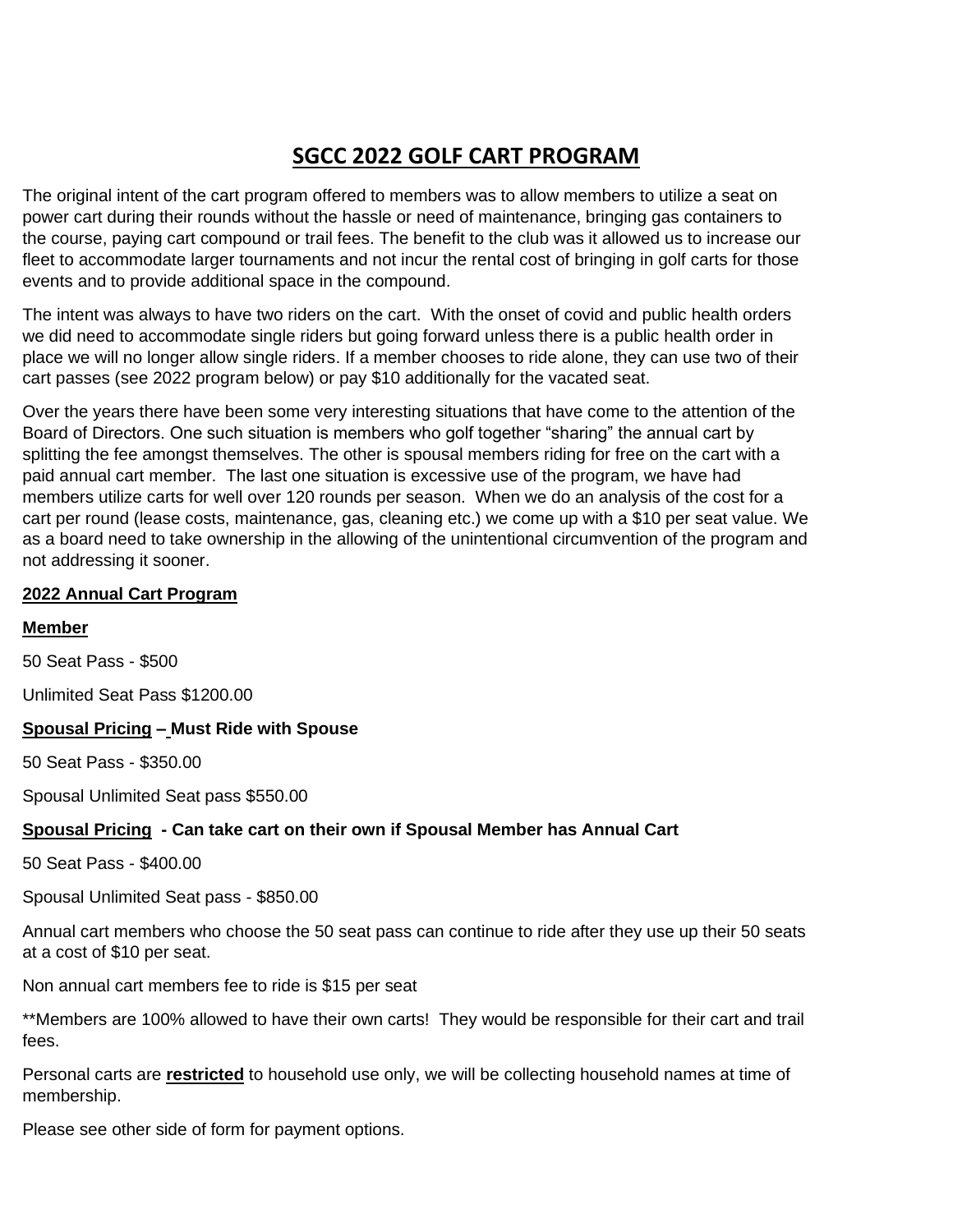# SGCC 2022 GOLF CART PROGRAM

The original intent of the cart program offered to members was to allow members to utilize a seat on power cart during their rounds without the hassle or need of maintenance, bringing gas containers to the course, paying cart compound or trail fees. The benefit to the club was it allowed us to increase our fleet to accommodate larger tournaments and not incur the rental cost of bringing in golf carts for those events and to provide additional space in the compound.

The intent was always to have two riders on the cart. With the onset of covid and public health orders we did need to accommodate single riders but going forward unless there is a public health order in place we will no longer allow single riders. If a member chooses to ride alone, they can use two of their cart passes (see 2022 program below) or pay $10 additionally for the vacated seat.

Over the years there have been some very interesting situations that have come to the attention of the Board of Directors. One such situation is members who golf together "sharing" the annual cart by splitting the fee amongst themselves. The other is spousal members riding for free on the cart with a paid annual cart member. The last one situation is excessive use of the program, we have had members utilize carts for well over 120 rounds per season. When we do an analysis of the cost for a cart per round (lease costs, maintenance, gas, cleaning etc.) we come up with a $10 per seat value. We as a board need to take ownership in the allowing of the unintentional circumvention of the program and not addressing it sooner.

**2022 Annual Cart Program**

**Member**

50 Seat Pass - $500

Unlimited Seat Pass $1200.00

**Spousal Pricing – Must Ride with Spouse**

50 Seat Pass - $350.00

Spousal Unlimited Seat pass $550.00

**Spousal Pricing - Can take cart on their own if Spousal Member has Annual Cart**

50 Seat Pass - $400.00

Spousal Unlimited Seat pass - $850.00

Annual cart members who choose the 50 seat pass can continue to ride after they use up their 50 seats at a cost of $10 per seat.

Non annual cart members fee to ride is $15 per seat

**Members are 100% allowed to have their own carts! They would be responsible for their cart and trail fees.

Personal carts are **restricted** to household use only, we will be collecting household names at time of membership.

Please see other side of form for payment options.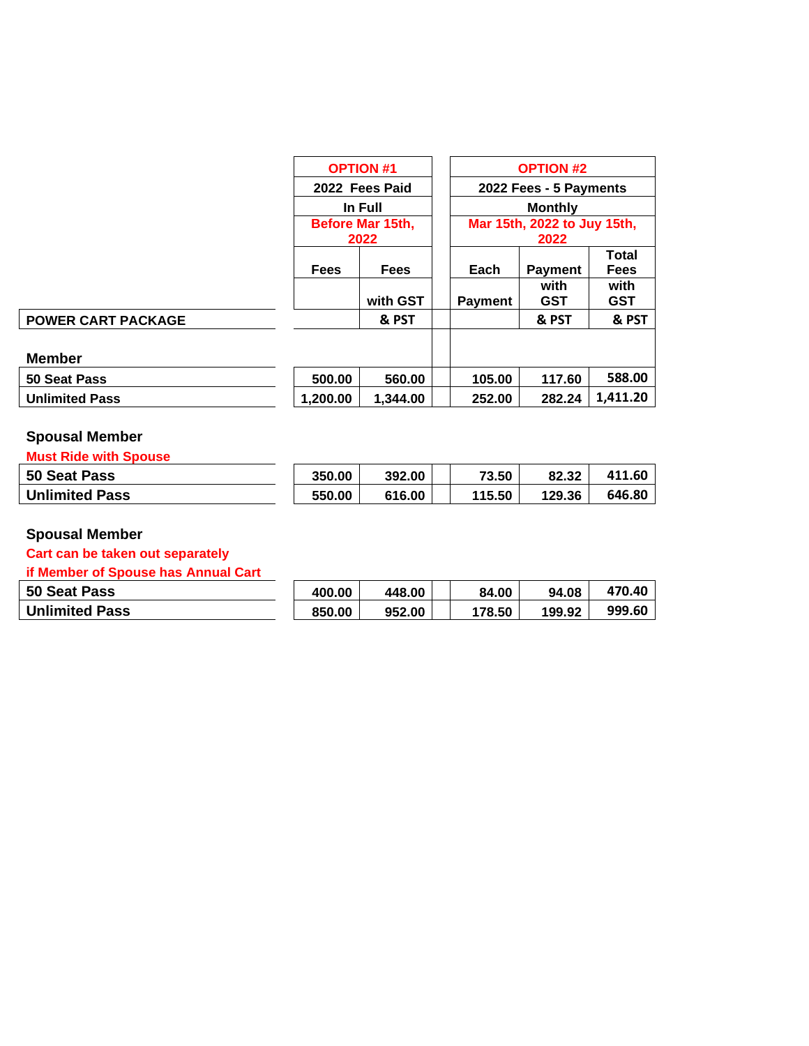| | OPTION #1 | | | OPTION #2 | | |
|---|---|---|---|---|---|---|
| | 2022 Fees Paid | | | 2022 Fees - 5 Payments | | |
| | In Full | | | Monthly | | |
| | Before Mar 15th, 2022 | | | Mar 15th, 2022 to Juy 15th, 2022 | | |
| | Fees | Fees with GST & PST | | Each Payment | Payment with GST & PST | Total Fees with GST & PST |
| **POWER CART PACKAGE** | | | | | | |
| **Member** | | | | | | |
| 50 Seat Pass | 500.00 | 560.00 | | 105.00 | 117.60 | 588.00 |
| Unlimited Pass | 1,200.00 | 1,344.00 | | 252.00 | 282.24 | 1,411.20 |
| **Spousal Member** Must Ride with Spouse | | | | | | |
| 50 Seat Pass | 350.00 | 392.00 | | 73.50 | 82.32 | 411.60 |
| Unlimited Pass | 550.00 | 616.00 | | 115.50 | 129.36 | 646.80 |
| **Spousal Member** Cart can be taken out separately if Member of Spouse has Annual Cart | | | | | | |
| 50 Seat Pass | 400.00 | 448.00 | | 84.00 | 94.08 | 470.40 |
| Unlimited Pass | 850.00 | 952.00 | | 178.50 | 199.92 | 999.60 |